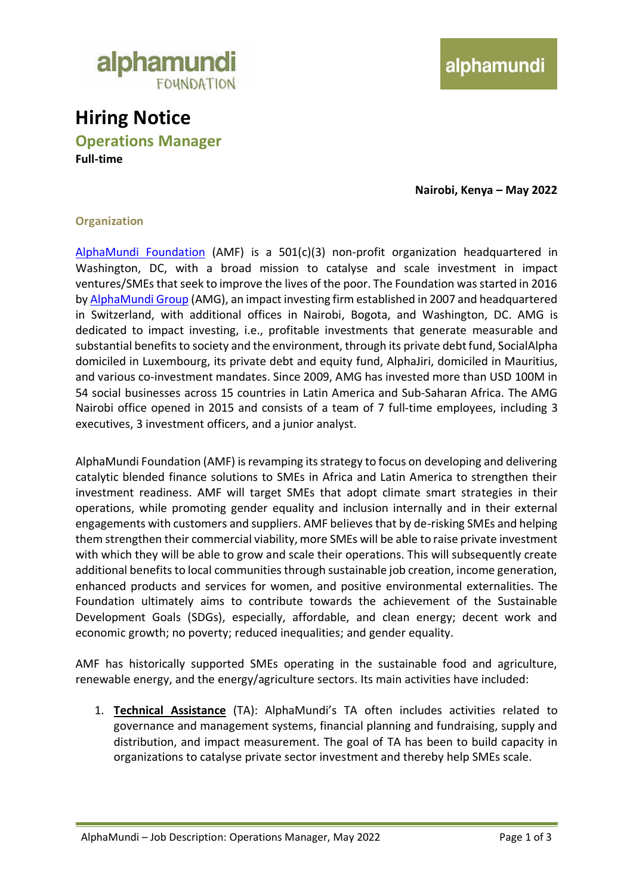# Hiring Notice

## Operations Manager

**Full-time**

**Nairobi, Kenya – May 2022**

### Organization

AlphaMundi Foundation (AMF) is a 501(c)(3) non-profit organization headquartered in Washington, DC, with a broad mission to catalyse and scale investment in impact ventures/SMEs that seek to improve the lives of the poor. The Foundation was started in 2016 by AlphaMundi Group (AMG), an impact investing firm established in 2007 and headquartered in Switzerland, with additional offices in Nairobi, Bogota, and Washington, DC. AMG is dedicated to impact investing, i.e., profitable investments that generate measurable and substantial benefits to society and the environment, through its private debt fund, SocialAlpha domiciled in Luxembourg, its private debt and equity fund, AlphaJiri, domiciled in Mauritius, and various co-investment mandates. Since 2009, AMG has invested more than USD 100M in 54 social businesses across 15 countries in Latin America and Sub-Saharan Africa. The AMG Nairobi office opened in 2015 and consists of a team of 7 full-time employees, including 3 executives, 3 investment officers, and a junior analyst.

AlphaMundi Foundation (AMF) is revamping its strategy to focus on developing and delivering catalytic blended finance solutions to SMEs in Africa and Latin America to strengthen their investment readiness. AMF will target SMEs that adopt climate smart strategies in their operations, while promoting gender equality and inclusion internally and in their external engagements with customers and suppliers. AMF believes that by de-risking SMEs and helping them strengthen their commercial viability, more SMEs will be able to raise private investment with which they will be able to grow and scale their operations. This will subsequently create additional benefits to local communities through sustainable job creation, income generation, enhanced products and services for women, and positive environmental externalities. The Foundation ultimately aims to contribute towards the achievement of the Sustainable Development Goals (SDGs), especially, affordable, and clean energy; decent work and economic growth; no poverty; reduced inequalities; and gender equality.

AMF has historically supported SMEs operating in the sustainable food and agriculture, renewable energy, and the energy/agriculture sectors. Its main activities have included:

1. **Technical Assistance** (TA): AlphaMundi's TA often includes activities related to governance and management systems, financial planning and fundraising, supply and distribution, and impact measurement. The goal of TA has been to build capacity in organizations to catalyse private sector investment and thereby help SMEs scale.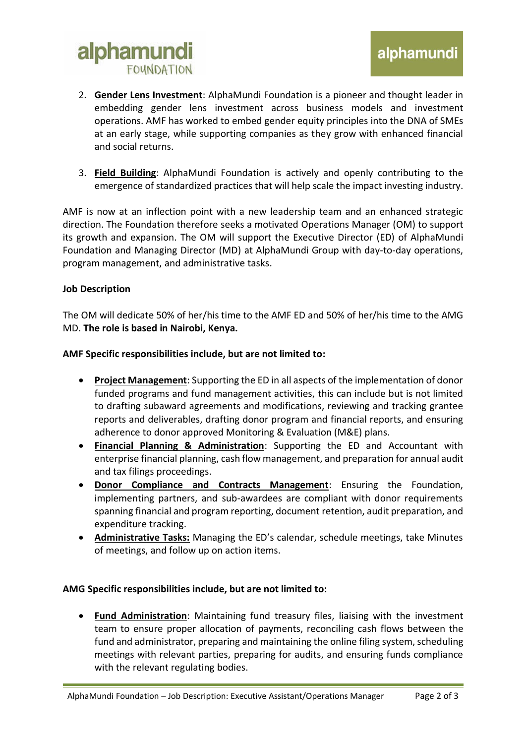2. **Gender Lens Investment**: AlphaMundi Foundation is a pioneer and thought leader in embedding gender lens investment across business models and investment operations. AMF has worked to embed gender equity principles into the DNA of SMEs at an early stage, while supporting companies as they grow with enhanced financial and social returns.

3. **Field Building**: AlphaMundi Foundation is actively and openly contributing to the emergence of standardized practices that will help scale the impact investing industry.

AMF is now at an inflection point with a new leadership team and an enhanced strategic direction. The Foundation therefore seeks a motivated Operations Manager (OM) to support its growth and expansion. The OM will support the Executive Director (ED) of AlphaMundi Foundation and Managing Director (MD) at AlphaMundi Group with day-to-day operations, program management, and administrative tasks.

**Job Description**

The OM will dedicate 50% of her/his time to the AMF ED and 50% of her/his time to the AMG MD. **The role is based in Nairobi, Kenya.**

**AMF Specific responsibilities include, but are not limited to:**

- **Project Management**: Supporting the ED in all aspects of the implementation of donor funded programs and fund management activities, this can include but is not limited to drafting subaward agreements and modifications, reviewing and tracking grantee reports and deliverables, drafting donor program and financial reports, and ensuring adherence to donor approved Monitoring & Evaluation (M&E) plans.
- **Financial Planning & Administration**: Supporting the ED and Accountant with enterprise financial planning, cash flow management, and preparation for annual audit and tax filings proceedings.
- **Donor Compliance and Contracts Management**: Ensuring the Foundation, implementing partners, and sub-awardees are compliant with donor requirements spanning financial and program reporting, document retention, audit preparation, and expenditure tracking.
- **Administrative Tasks:** Managing the ED's calendar, schedule meetings, take Minutes of meetings, and follow up on action items.

**AMG Specific responsibilities include, but are not limited to:**

- **Fund Administration**: Maintaining fund treasury files, liaising with the investment team to ensure proper allocation of payments, reconciling cash flows between the fund and administrator, preparing and maintaining the online filing system, scheduling meetings with relevant parties, preparing for audits, and ensuring funds compliance with the relevant regulating bodies.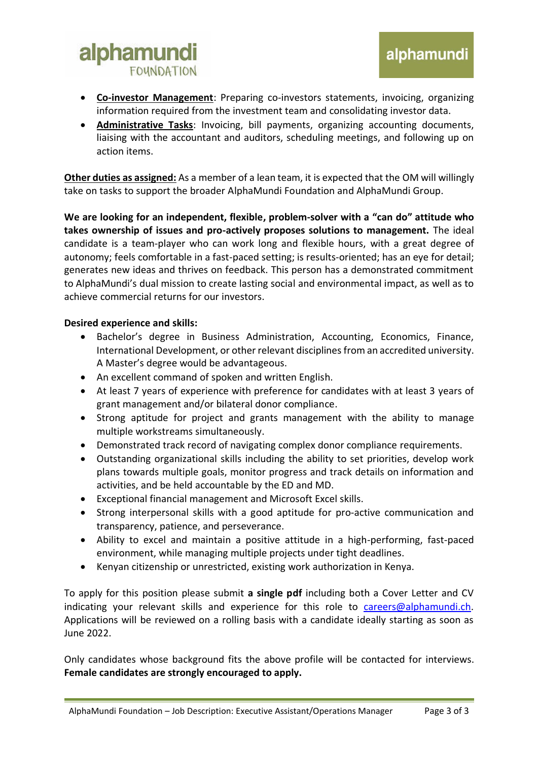- **Co-investor Management**: Preparing co-investors statements, invoicing, organizing information required from the investment team and consolidating investor data.
- **Administrative Tasks**: Invoicing, bill payments, organizing accounting documents, liaising with the accountant and auditors, scheduling meetings, and following up on action items.

**Other duties as assigned:** As a member of a lean team, it is expected that the OM will willingly take on tasks to support the broader AlphaMundi Foundation and AlphaMundi Group.

**We are looking for an independent, flexible, problem-solver with a "can do" attitude who takes ownership of issues and pro-actively proposes solutions to management.** The ideal candidate is a team-player who can work long and flexible hours, with a great degree of autonomy; feels comfortable in a fast-paced setting; is results-oriented; has an eye for detail; generates new ideas and thrives on feedback. This person has a demonstrated commitment to AlphaMundi's dual mission to create lasting social and environmental impact, as well as to achieve commercial returns for our investors.

**Desired experience and skills:**

- Bachelor's degree in Business Administration, Accounting, Economics, Finance, International Development, or other relevant disciplines from an accredited university. A Master's degree would be advantageous.
- An excellent command of spoken and written English.
- At least 7 years of experience with preference for candidates with at least 3 years of grant management and/or bilateral donor compliance.
- Strong aptitude for project and grants management with the ability to manage multiple workstreams simultaneously.
- Demonstrated track record of navigating complex donor compliance requirements.
- Outstanding organizational skills including the ability to set priorities, develop work plans towards multiple goals, monitor progress and track details on information and activities, and be held accountable by the ED and MD.
- Exceptional financial management and Microsoft Excel skills.
- Strong interpersonal skills with a good aptitude for pro-active communication and transparency, patience, and perseverance.
- Ability to excel and maintain a positive attitude in a high-performing, fast-paced environment, while managing multiple projects under tight deadlines.
- Kenyan citizenship or unrestricted, existing work authorization in Kenya.

To apply for this position please submit **a single pdf** including both a Cover Letter and CV indicating your relevant skills and experience for this role to careers@alphamundi.ch. Applications will be reviewed on a rolling basis with a candidate ideally starting as soon as June 2022.

Only candidates whose background fits the above profile will be contacted for interviews. **Female candidates are strongly encouraged to apply.**